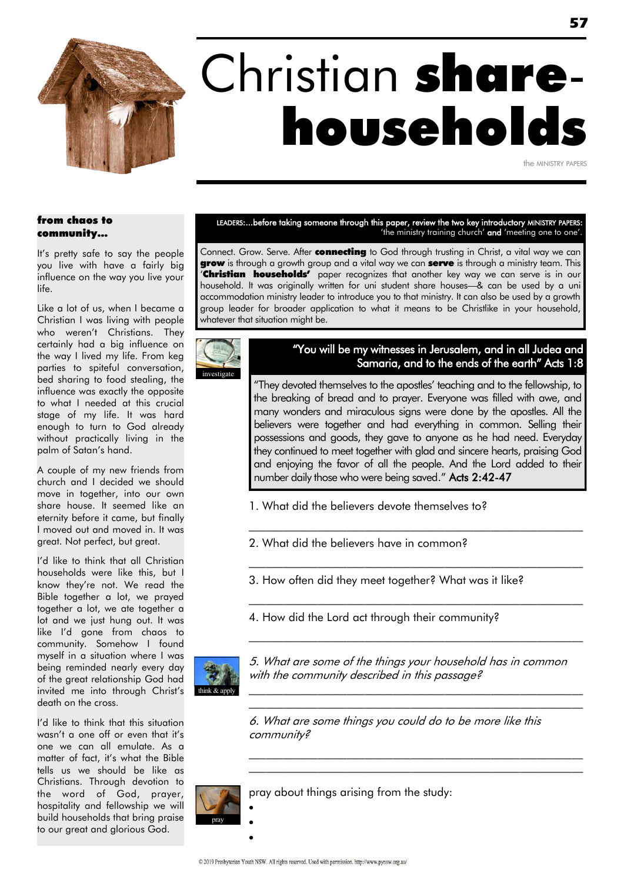# Christian **share-households**

the MINISTRY PAPERS

### from chaos to community...

It's pretty safe to say the people you live with have a fairly big influence on the way you live your life.

Like a lot of us, when I became a Christian I was living with people who weren't Christians. They certainly had a big influence on the way I lived my life. From keg parties to spiteful conversation, bed sharing to food stealing, the influence was exactly the opposite to what I needed at this crucial stage of my life. It was hard enough to turn to God already without practically living in the palm of Satan's hand.

A couple of my new friends from church and I decided we should move in together, into our own share house. It seemed like an eternity before it came, but finally I moved out and moved in. It was great. Not perfect, but great.

I'd like to think that all Christian households were like this, but I know they're not. We read the Bible together a lot, we prayed together a lot, we ate together a lot and we just hung out. It was like I'd gone from chaos to community. Somehow I found myself in a situation where I was being reminded nearly every day of the great relationship God had invited me into through Christ's death on the cross.

I'd like to think that this situation wasn't a one off or even that it's one we can all emulate. As a matter of fact, it's what the Bible tells us we should be like as Christians. Through devotion to the word of God, prayer, hospitality and fellowship we will build households that bring praise to our great and glorious God.

LEADERS:...before taking someone through this paper, review the two key introductory MINISTRY PAPERS: 'the ministry training church' and 'meeting one to one'.

Connect. Grow. Serve. After **connecting** to God through trusting in Christ, a vital way we can **grow** is through a growth group and a vital way we can **serve** is through a ministry team. This '**Christian households'** paper recognizes that another key way we can serve is in our household. It was originally written for uni student share houses—& can be used by a uni accommodation ministry leader to introduce you to that ministry. It can also be used by a growth group leader for broader application to what it means to be Christlike in your household, whatever that situation might be.

investigate

**"You will be my witnesses in Jerusalem, and in all Judea and Samaria, and to the ends of the earth" Acts 1:8**

"They devoted themselves to the apostles' teaching and to the fellowship, to the breaking of bread and to prayer. Everyone was filled with awe, and many wonders and miraculous signs were done by the apostles. All the believers were together and had everything in common. Selling their possessions and goods, they gave to anyone as he had need. Everyday they continued to meet together with glad and sincere hearts, praising God and enjoying the favor of all the people. And the Lord added to their number daily those who were being saved." **Acts 2:42-47**

1. What did the believers devote themselves to?

___________________________________________

2. What did the believers have in common?

___________________________________________

3. How often did they meet together? What was it like?

___________________________________________

4. How did the Lord act through their community?

___________________________________________

think & apply

*5. What are some of the things your household has in common with the community described in this passage?*

___________________________________________

___________________________________________

*6. What are some things you could do to be more like this community?*

___________________________________________

___________________________________________

pray

pray about things arising from the study:

- 
- 
- 

© 2019 Presbyterian Youth NSW. All rights reserved. Used with permission. http://www.pynsw.org.au/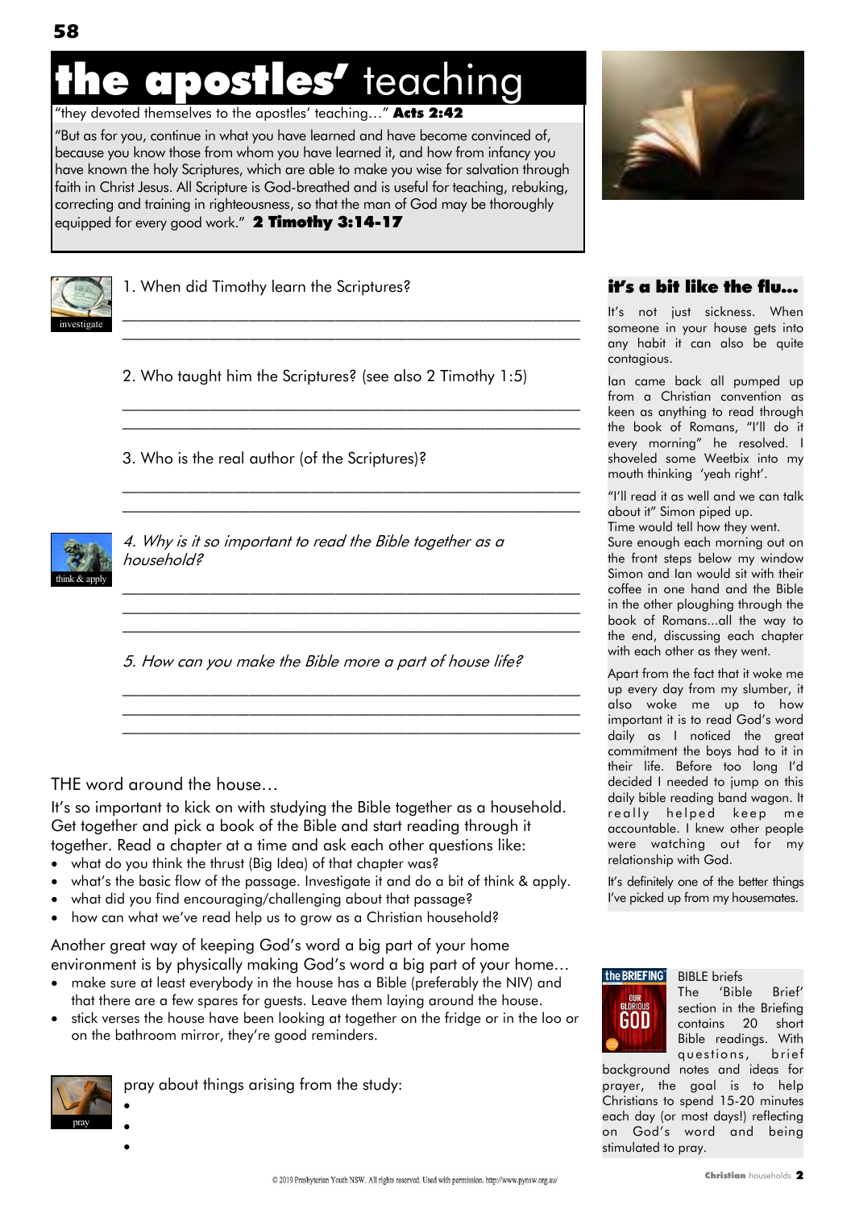# the apostles' teaching

"they devoted themselves to the apostles' teaching…" **Acts 2:42**

"But as for you, continue in what you have learned and have become convinced of, because you know those from whom you have learned it, and how from infancy you have known the holy Scriptures, which are able to make you wise for salvation through faith in Christ Jesus. All Scripture is God-breathed and is useful for teaching, rebuking, correcting and training in righteousness, so that the man of God may be thoroughly equipped for every good work." **2 Timothy 3:14-17**

investigate

1. When did Timothy learn the Scriptures?

______________________________________________

______________________________________________

2. Who taught him the Scriptures? (see also 2 Timothy 1:5)

______________________________________________

______________________________________________

3. Who is the real author (of the Scriptures)?

______________________________________________

______________________________________________

think & apply

*4. Why is it so important to read the Bible together as a household?*

______________________________________________

______________________________________________

______________________________________________

*5. How can you make the Bible more a part of house life?*

______________________________________________

______________________________________________

______________________________________________

## THE word around the house…

It's so important to kick on with studying the Bible together as a household. Get together and pick a book of the Bible and start reading through it together. Read a chapter at a time and ask each other questions like:

- what do you think the thrust (Big Idea) of that chapter was?
- what's the basic flow of the passage. Investigate it and do a bit of think & apply.
- what did you find encouraging/challenging about that passage?
- how can what we've read help us to grow as a Christian household?

Another great way of keeping God's word a big part of your home environment is by physically making God's word a big part of your home…

- make sure at least everybody in the house has a Bible (preferably the NIV) and that there are a few spares for guests. Leave them laying around the house.
- stick verses the house have been looking at together on the fridge or in the loo or on the bathroom mirror, they're good reminders.

pray

pray about things arising from the study:

- 
- 
- 

## it's a bit like the flu…

It's not just sickness. When someone in your house gets into any habit it can also be quite contagious.

Ian came back all pumped up from a Christian convention as keen as anything to read through the book of Romans, "I'll do it every morning" he resolved. I shoveled some Weetbix into my mouth thinking 'yeah right'.

"I'll read it as well and we can talk about it" Simon piped up.
Time would tell how they went.
Sure enough each morning out on the front steps below my window Simon and Ian would sit with their coffee in one hand and the Bible in the other ploughing through the book of Romans...all the way to the end, discussing each chapter with each other as they went.

Apart from the fact that it woke me up every day from my slumber, it also woke me up to how important it is to read God's word daily as I noticed the great commitment the boys had to it in their life. Before too long I'd decided I needed to jump on this daily bible reading band wagon. It really helped keep me accountable. I knew other people were watching out for my relationship with God.

It's definitely one of the better things I've picked up from my housemates.

BIBLE briefs
The 'Bible Brief' section in the Briefing contains 20 short Bible readings. With questions, brief background notes and ideas for prayer, the goal is to help Christians to spend 15-20 minutes each day (or most days!) reflecting on God's word and being stimulated to pray.

© 2019 Presbyterian Youth NSW. All rights reserved. Used with permission. http://www.pynsw.org.au/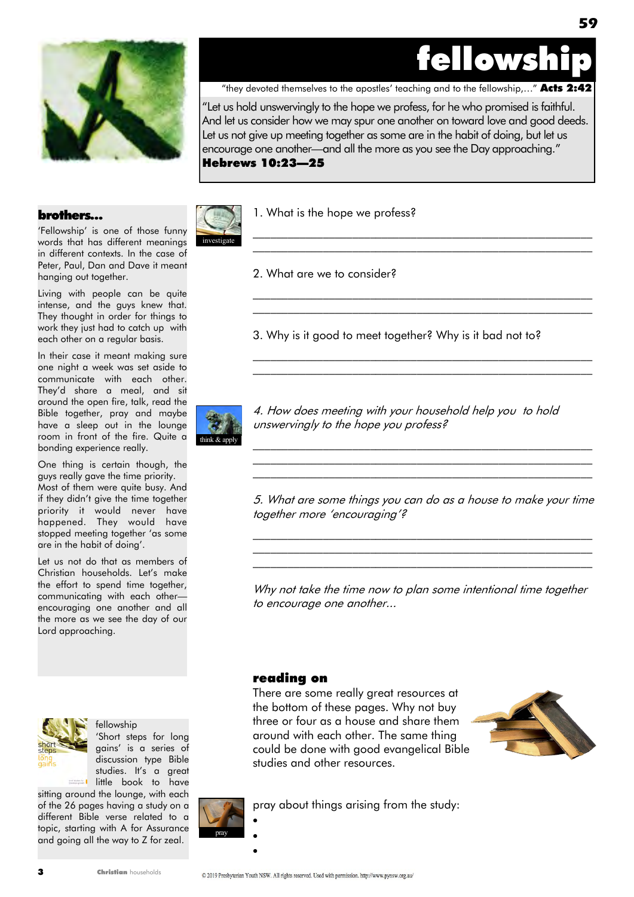# fellowship

"they devoted themselves to the apostles' teaching and to the fellowship,…" **Acts 2:42**

"Let us hold unswervingly to the hope we profess, for he who promised is faithful. And let us consider how we may spur one another on toward love and good deeds. Let us not give up meeting together as some are in the habit of doing, but let us encourage one another—and all the more as you see the Day approaching."
**Hebrews 10:23—25**

## brothers…

'Fellowship' is one of those funny words that has different meanings in different contexts. In the case of Peter, Paul, Dan and Dave it meant hanging out together.

Living with people can be quite intense, and the guys knew that. They thought in order for things to work they just had to catch up with each other on a regular basis.

In their case it meant making sure one night a week was set aside to communicate with each other. They'd share a meal, and sit around the open fire, talk, read the Bible together, pray and maybe have a sleep out in the lounge room in front of the fire. Quite a bonding experience really.

One thing is certain though, the guys really gave the time priority. Most of them were quite busy. And if they didn't give the time together priority it would never have happened. They would have stopped meeting together 'as some are in the habit of doing'.

Let us not do that as members of Christian households. Let's make the effort to spend time together, communicating with each other—encouraging one another and all the more as we see the day of our Lord approaching.

investigate

1. What is the hope we profess?

______________________________________________________

______________________________________________________

2. What are we to consider?

______________________________________________________

______________________________________________________

3. Why is it good to meet together? Why is it bad not to?

______________________________________________________

______________________________________________________

think & apply

*4. How does meeting with your household help you to hold unswervingly to the hope you profess?*

______________________________________________________

______________________________________________________

______________________________________________________

*5. What are some things you can do as a house to make your time together more 'encouraging'?*

______________________________________________________

______________________________________________________

______________________________________________________

*Why not take the time now to plan some intentional time together to encourage one another…*

fellowship
'Short steps for long gains' is a series of discussion type Bible studies. It's a great little book to have sitting around the lounge, with each of the 26 pages having a study on a different Bible verse related to a topic, starting with A for Assurance and going all the way to Z for zeal.

## reading on

There are some really great resources at the bottom of these pages. Why not buy three or four as a house and share them around with each other. The same thing could be done with good evangelical Bible studies and other resources.

pray

pray about things arising from the study:

- 
- 
- 

© 2019 Presbyterian Youth NSW. All rights reserved. Used with permission. http://www.pynsw.org.au/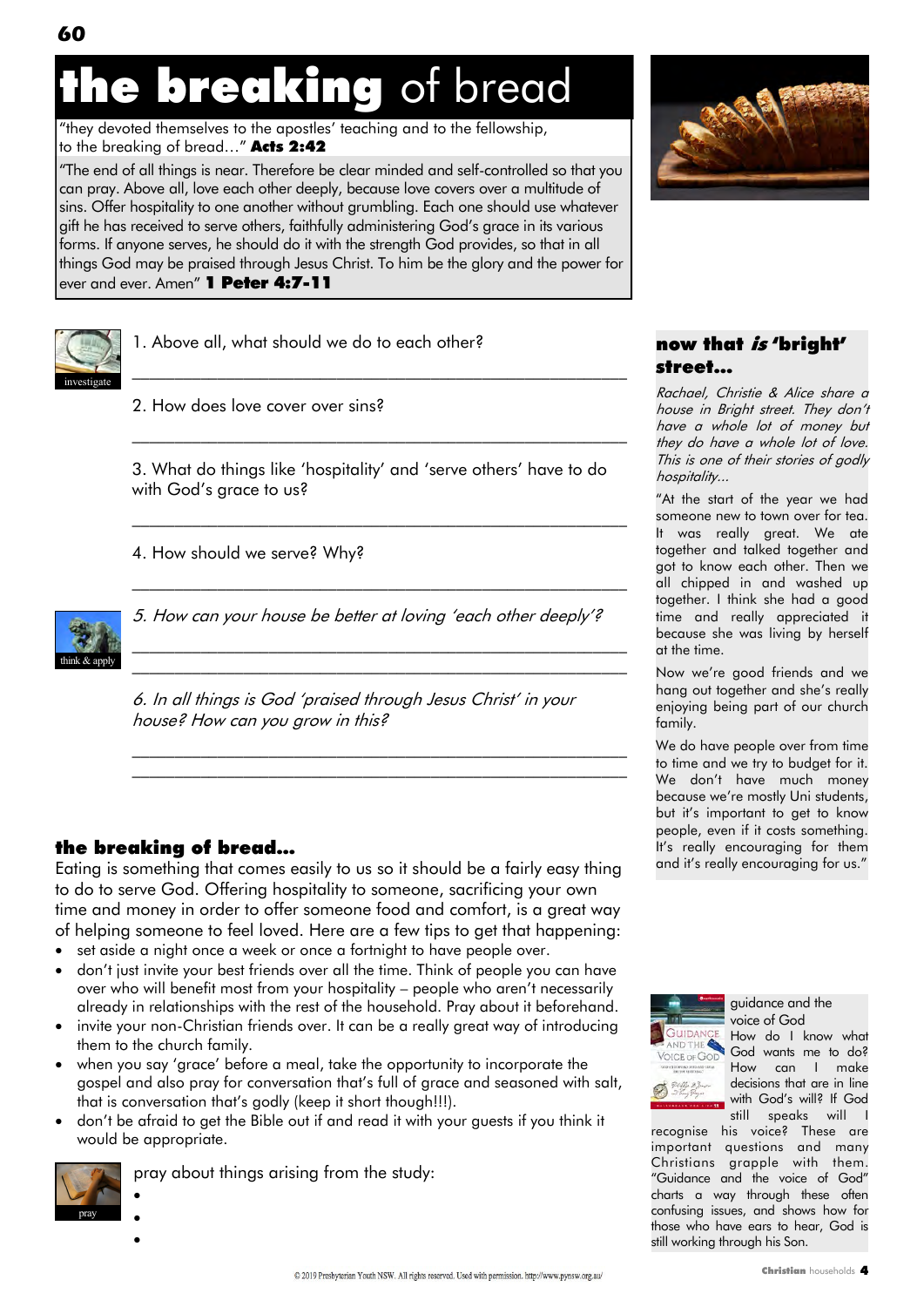# **the breaking** of bread

"they devoted themselves to the apostles' teaching and to the fellowship, to the breaking of bread…" **Acts 2:42**

"The end of all things is near. Therefore be clear minded and self-controlled so that you can pray. Above all, love each other deeply, because love covers over a multitude of sins. Offer hospitality to one another without grumbling. Each one should use whatever gift he has received to serve others, faithfully administering God's grace in its various forms. If anyone serves, he should do it with the strength God provides, so that in all things God may be praised through Jesus Christ. To him be the glory and the power for ever and ever. Amen" **1 Peter 4:7-11**

investigate

1. Above all, what should we do to each other?

______________________________________________

2. How does love cover over sins?

______________________________________________

3. What do things like 'hospitality' and 'serve others' have to do with God's grace to us?

______________________________________________

4. How should we serve? Why?

______________________________________________

think & apply

*5. How can your house be better at loving 'each other deeply'?*

______________________________________________
______________________________________________

*6. In all things is God 'praised through Jesus Christ' in your house? How can you grow in this?*

______________________________________________
______________________________________________

## the breaking of bread…

Eating is something that comes easily to us so it should be a fairly easy thing to do to serve God. Offering hospitality to someone, sacrificing your own time and money in order to offer someone food and comfort, is a great way of helping someone to feel loved. Here are a few tips to get that happening:

- set aside a night once a week or once a fortnight to have people over.
- don't just invite your best friends over all the time. Think of people you can have over who will benefit most from your hospitality – people who aren't necessarily already in relationships with the rest of the household. Pray about it beforehand.
- invite your non-Christian friends over. It can be a really great way of introducing them to the church family.
- when you say 'grace' before a meal, take the opportunity to incorporate the gospel and also pray for conversation that's full of grace and seasoned with salt, that is conversation that's godly (keep it short though!!!).
- don't be afraid to get the Bible out if and read it with your guests if you think it would be appropriate.

pray

pray about things arising from the study:

- 
- 
- 

## now that *is* 'bright' street…

*Rachael, Christie & Alice share a house in Bright street. They don't have a whole lot of money but they do have a whole lot of love. This is one of their stories of godly hospitality…*

"At the start of the year we had someone new to town over for tea. It was really great. We ate together and talked together and got to know each other. Then we all chipped in and washed up together. I think she had a good time and really appreciated it because she was living by herself at the time.

Now we're good friends and we hang out together and she's really enjoying being part of our church family.

We do have people over from time to time and we try to budget for it. We don't have much money because we're mostly Uni students, but it's important to get to know people, even if it costs something. It's really encouraging for them and it's really encouraging for us."

guidance and the voice of God

How do I know what God wants me to do? How can I make decisions that are in line with God's will? If God still speaks will I recognise his voice? These are important questions and many Christians grapple with them. "Guidance and the voice of God" charts a way through these often confusing issues, and shows how for those who have ears to hear, God is still working through his Son.

© 2019 Presbyterian Youth NSW. All rights reserved. Used with permission. http://www.pynsw.org.au/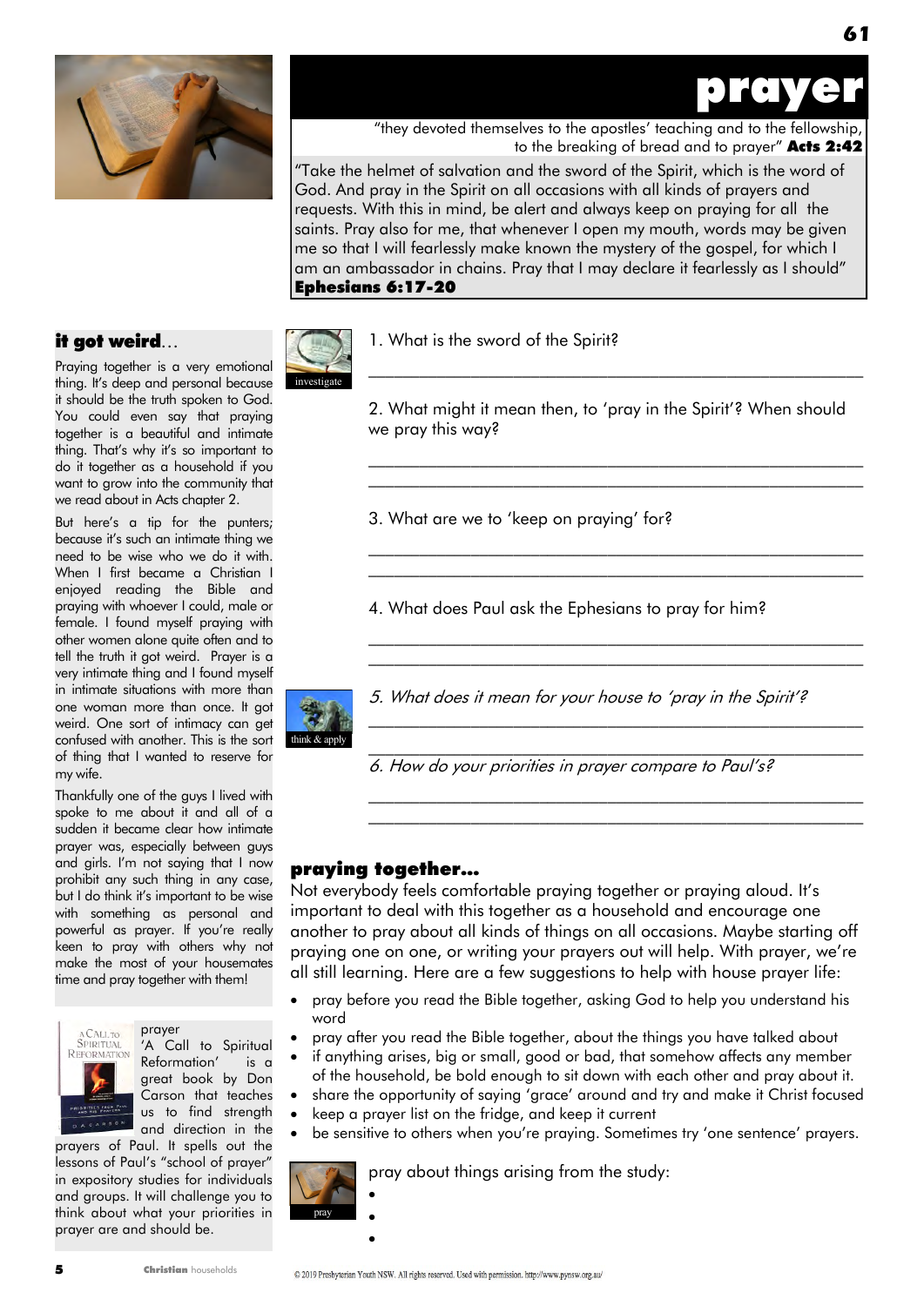# prayer

"they devoted themselves to the apostles' teaching and to the fellowship, to the breaking of bread and to prayer" **Acts 2:42**

"Take the helmet of salvation and the sword of the Spirit, which is the word of God. And pray in the Spirit on all occasions with all kinds of prayers and requests. With this in mind, be alert and always keep on praying for all the saints. Pray also for me, that whenever I open my mouth, words may be given me so that I will fearlessly make known the mystery of the gospel, for which I am an ambassador in chains. Pray that I may declare it fearlessly as I should" **Ephesians 6:17-20**

investigate

1. What is the sword of the Spirit?

___________________________________________________

2. What might it mean then, to 'pray in the Spirit'? When should we pray this way?

___________________________________________________

___________________________________________________

3. What are we to 'keep on praying' for?

___________________________________________________

___________________________________________________

4. What does Paul ask the Ephesians to pray for him?

___________________________________________________

___________________________________________________

think & apply

*5. What does it mean for your house to 'pray in the Spirit'?*

___________________________________________________

___________________________________________________

*6. How do your priorities in prayer compare to Paul's?*

___________________________________________________

___________________________________________________

## praying together...

Not everybody feels comfortable praying together or praying aloud. It's important to deal with this together as a household and encourage one another to pray about all kinds of things on all occasions. Maybe starting off praying one on one, or writing your prayers out will help. With prayer, we're all still learning. Here are a few suggestions to help with house prayer life:

- pray before you read the Bible together, asking God to help you understand his word
- pray after you read the Bible together, about the things you have talked about
- if anything arises, big or small, good or bad, that somehow affects any member of the household, be bold enough to sit down with each other and pray about it.
- share the opportunity of saying 'grace' around and try and make it Christ focused
- keep a prayer list on the fridge, and keep it current
- be sensitive to others when you're praying. Sometimes try 'one sentence' prayers.

pray

pray about things arising from the study:

- 
- 
- 

## it got weird...

Praying together is a very emotional thing. It's deep and personal because it should be the truth spoken to God. You could even say that praying together is a beautiful and intimate thing. That's why it's so important to do it together as a household if you want to grow into the community that we read about in Acts chapter 2.

But here's a tip for the punters; because it's such an intimate thing we need to be wise who we do it with. When I first became a Christian I enjoyed reading the Bible and praying with whoever I could, male or female. I found myself praying with other women alone quite often and to tell the truth it got weird. Prayer is a very intimate thing and I found myself in intimate situations with more than one woman more than once. It got weird. One sort of intimacy can get confused with another. This is the sort of thing that I wanted to reserve for my wife.

Thankfully one of the guys I lived with spoke to me about it and all of a sudden it became clear how intimate prayer was, especially between guys and girls. I'm not saying that I now prohibit any such thing in any case, but I do think it's important to be wise with something as personal and powerful as prayer. If you're really keen to pray with others why not make the most of your housemates time and pray together with them!

prayer

'A Call to Spiritual Reformation' is a great book by Don Carson that teaches us to find strength and direction in the prayers of Paul. It spells out the lessons of Paul's "school of prayer" in expository studies for individuals and groups. It will challenge you to think about what your priorities in prayer are and should be.

© 2019 Presbyterian Youth NSW. All rights reserved. Used with permission. http://www.pynsw.org.au/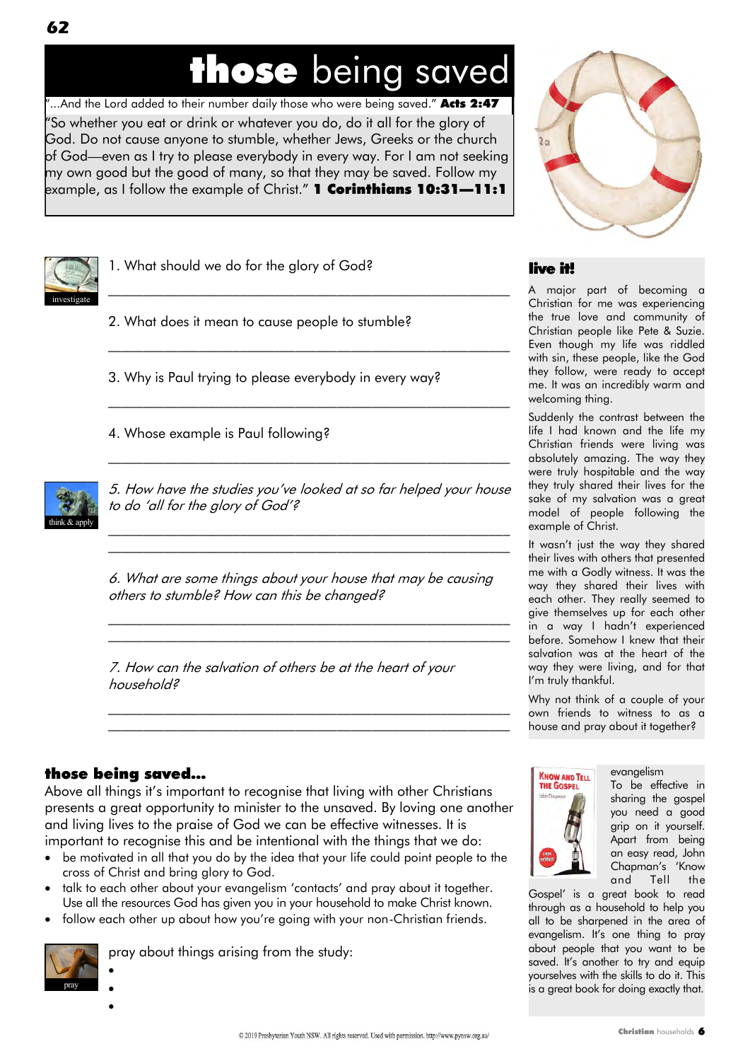# **those** being saved

"...And the Lord added to their number daily those who were being saved." **Acts 2:47**

"So whether you eat or drink or whatever you do, do it all for the glory of God. Do not cause anyone to stumble, whether Jews, Greeks or the church of God—even as I try to please everybody in every way. For I am not seeking my own good but the good of many, so that they may be saved. Follow my example, as I follow the example of Christ." **1 Corinthians 10:31—11:1**

investigate

1. What should we do for the glory of God?

______________________________________________

2. What does it mean to cause people to stumble?

______________________________________________

3. Why is Paul trying to please everybody in every way?

______________________________________________

4. Whose example is Paul following?

______________________________________________

think & apply

*5. How have the studies you've looked at so far helped your house to do 'all for the glory of God'?*

______________________________________________

______________________________________________

*6. What are some things about your house that may be causing others to stumble? How can this be changed?*

______________________________________________

______________________________________________

*7. How can the salvation of others be at the heart of your household?*

______________________________________________

______________________________________________

## live it!

A major part of becoming a Christian for me was experiencing the true love and community of Christian people like Pete & Suzie. Even though my life was riddled with sin, these people, like the God they follow, were ready to accept me. It was an incredibly warm and welcoming thing.

Suddenly the contrast between the life I had known and the life my Christian friends were living was absolutely amazing. The way they were truly hospitable and the way they truly shared their lives for the sake of my salvation was a great model of people following the example of Christ.

It wasn't just the way they shared their lives with others that presented me with a Godly witness. It was the way they shared their lives with each other. They really seemed to give themselves up for each other in a way I hadn't experienced before. Somehow I knew that their salvation was at the heart of the way they were living, and for that I'm truly thankful.

Why not think of a couple of your own friends to witness to as a house and pray about it together?

## those being saved...

Above all things it's important to recognise that living with other Christians presents a great opportunity to minister to the unsaved. By loving one another and living lives to the praise of God we can be effective witnesses. It is important to recognise this and be intentional with the things that we do:

- be motivated in all that you do by the idea that your life could point people to the cross of Christ and bring glory to God.
- talk to each other about your evangelism 'contacts' and pray about it together. Use all the resources God has given you in your household to make Christ known.
- follow each other up about how you're going with your non-Christian friends.

pray

pray about things arising from the study:

- 
- 
- 

evangelism

To be effective in sharing the gospel you need a good grip on it yourself. Apart from being an easy read, John Chapman's 'Know and Tell the Gospel' is a great book to read through as a household to help you all to be sharpened in the area of evangelism. It's one thing to pray about people that you want to be saved. It's another to try and equip yourselves with the skills to do it. This is a great book for doing exactly that.

© 2019 Presbyterian Youth NSW. All rights reserved. Used with permission. http://www.pynsw.org.au/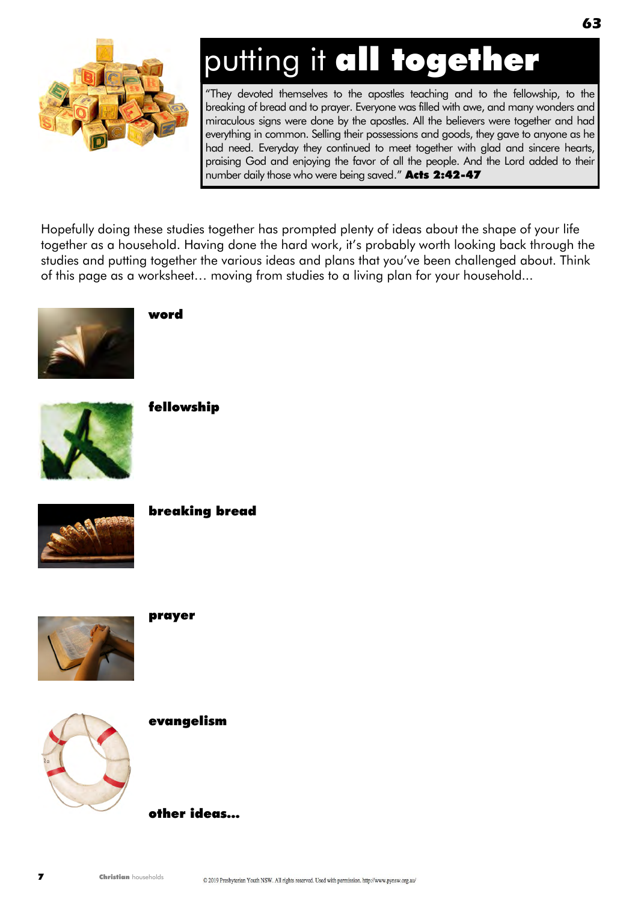# putting it **all together**

"They devoted themselves to the apostles teaching and to the fellowship, to the breaking of bread and to prayer. Everyone was filled with awe, and many wonders and miraculous signs were done by the apostles. All the believers were together and had everything in common. Selling their possessions and goods, they gave to anyone as he had need. Everyday they continued to meet together with glad and sincere hearts, praising God and enjoying the favor of all the people. And the Lord added to their number daily those who were being saved." **Acts 2:42-47**

Hopefully doing these studies together has prompted plenty of ideas about the shape of your life together as a household. Having done the hard work, it's probably worth looking back through the studies and putting together the various ideas and plans that you've been challenged about. Think of this page as a worksheet… moving from studies to a living plan for your household...

**word**

**fellowship**

**breaking bread**

**prayer**

**evangelism**

**other ideas...**

© 2019 Presbyterian Youth NSW. All rights reserved. Used with permission. http://www.pynsw.org.au/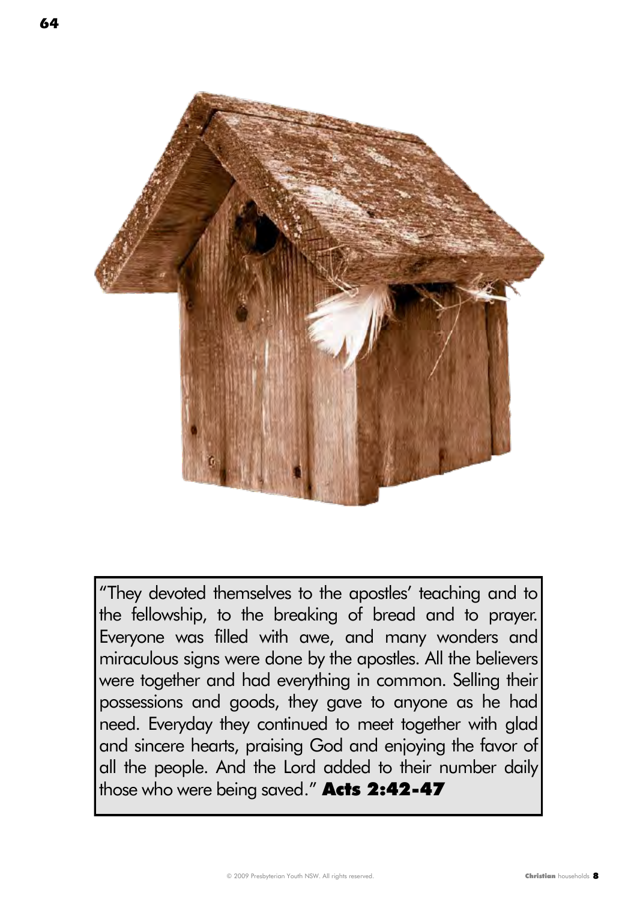"They devoted themselves to the apostles' teaching and to the fellowship, to the breaking of bread and to prayer. Everyone was filled with awe, and many wonders and miraculous signs were done by the apostles. All the believers were together and had everything in common. Selling their possessions and goods, they gave to anyone as he had need. Everyday they continued to meet together with glad and sincere hearts, praising God and enjoying the favor of all the people. And the Lord added to their number daily those who were being saved." **Acts 2:42-47**

© 2009 Presbyterian Youth NSW. All rights reserved.